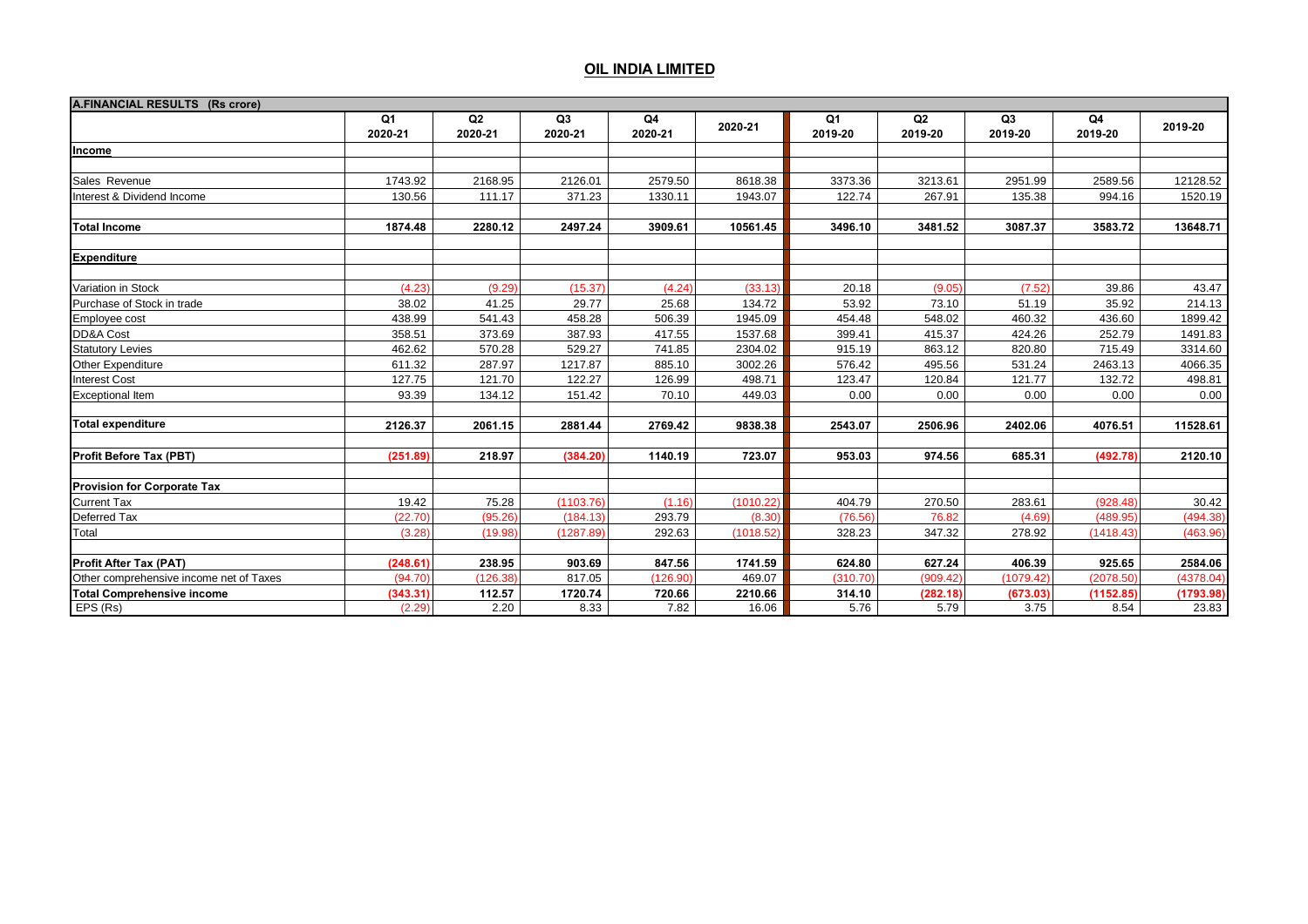## OIL INDIA LIMITED

| A.FINANCIAL RESULTS (Rs crore) | Q1 2020-21 | Q2 2020-21 | Q3 2020-21 | Q4 2020-21 | 2020-21 | Q1 2019-20 | Q2 2019-20 | Q3 2019-20 | Q4 2019-20 | 2019-20 |
|---|---|---|---|---|---|---|---|---|---|---|
| **Income** | | | | | | | | | | |
| Sales Revenue | 1743.92 | 2168.95 | 2126.01 | 2579.50 | 8618.38 | 3373.36 | 3213.61 | 2951.99 | 2589.56 | 12128.52 |
| Interest & Dividend Income | 130.56 | 111.17 | 371.23 | 1330.11 | 1943.07 | 122.74 | 267.91 | 135.38 | 994.16 | 1520.19 |
| **Total Income** | **1874.48** | **2280.12** | **2497.24** | **3909.61** | **10561.45** | **3496.10** | **3481.52** | **3087.37** | **3583.72** | **13648.71** |
| **Expenditure** | | | | | | | | | | |
| Variation in Stock | (4.23) | (9.29) | (15.37) | (4.24) | (33.13) | 20.18 | (9.05) | (7.52) | 39.86 | 43.47 |
| Purchase of Stock in trade | 38.02 | 41.25 | 29.77 | 25.68 | 134.72 | 53.92 | 73.10 | 51.19 | 35.92 | 214.13 |
| Employee cost | 438.99 | 541.43 | 458.28 | 506.39 | 1945.09 | 454.48 | 548.02 | 460.32 | 436.60 | 1899.42 |
| DD&A Cost | 358.51 | 373.69 | 387.93 | 417.55 | 1537.68 | 399.41 | 415.37 | 424.26 | 252.79 | 1491.83 |
| Statutory Levies | 462.62 | 570.28 | 529.27 | 741.85 | 2304.02 | 915.19 | 863.12 | 820.80 | 715.49 | 3314.60 |
| Other Expenditure | 611.32 | 287.97 | 1217.87 | 885.10 | 3002.26 | 576.42 | 495.56 | 531.24 | 2463.13 | 4066.35 |
| Interest Cost | 127.75 | 121.70 | 122.27 | 126.99 | 498.71 | 123.47 | 120.84 | 121.77 | 132.72 | 498.81 |
| Exceptional Item | 93.39 | 134.12 | 151.42 | 70.10 | 449.03 | 0.00 | 0.00 | 0.00 | 0.00 | 0.00 |
| **Total expenditure** | **2126.37** | **2061.15** | **2881.44** | **2769.42** | **9838.38** | **2543.07** | **2506.96** | **2402.06** | **4076.51** | **11528.61** |
| **Profit Before Tax (PBT)** | **(251.89)** | **218.97** | **(384.20)** | **1140.19** | **723.07** | **953.03** | **974.56** | **685.31** | **(492.78)** | **2120.10** |
| **Provision for Corporate Tax** | | | | | | | | | | |
| Current Tax | 19.42 | 75.28 | (1103.76) | (1.16) | (1010.22) | 404.79 | 270.50 | 283.61 | (928.48) | 30.42 |
| Deferred Tax | (22.70) | (95.26) | (184.13) | 293.79 | (8.30) | (76.56) | 76.82 | (4.69) | (489.95) | (494.38) |
| Total | (3.28) | (19.98) | (1287.89) | 292.63 | (1018.52) | 328.23 | 347.32 | 278.92 | (1418.43) | (463.96) |
| **Profit After Tax (PAT)** | **(248.61)** | **238.95** | **903.69** | **847.56** | **1741.59** | **624.80** | **627.24** | **406.39** | **925.65** | **2584.06** |
| Other comprehensive income net of Taxes | (94.70) | (126.38) | 817.05 | (126.90) | 469.07 | (310.70) | (909.42) | (1079.42) | (2078.50) | (4378.04) |
| **Total Comprehensive income** | **(343.31)** | **112.57** | **1720.74** | **720.66** | **2210.66** | **314.10** | **(282.18)** | **(673.03)** | **(1152.85)** | **(1793.98)** |
| EPS (Rs) | (2.29) | 2.20 | 8.33 | 7.82 | 16.06 | 5.76 | 5.79 | 3.75 | 8.54 | 23.83 |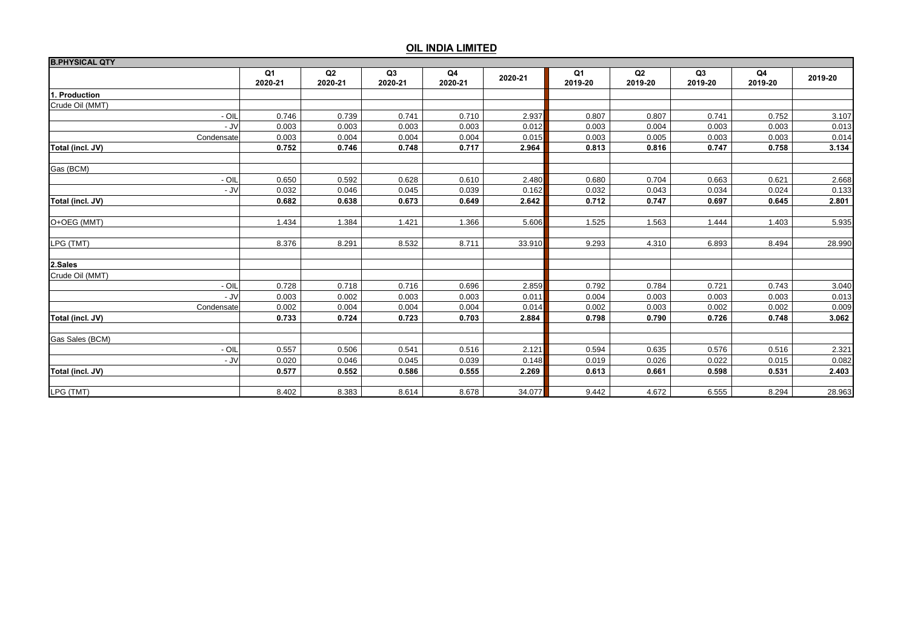## OIL INDIA LIMITED

| B.PHYSICAL QTY | Q1 2020-21 | Q2 2020-21 | Q3 2020-21 | Q4 2020-21 | 2020-21 | Q1 2019-20 | Q2 2019-20 | Q3 2019-20 | Q4 2019-20 | 2019-20 |
|---|---|---|---|---|---|---|---|---|---|---|
| **1. Production** | | | | | | | | | | |
| Crude Oil (MMT) | | | | | | | | | | |
| - OIL | 0.746 | 0.739 | 0.741 | 0.710 | 2.937 | 0.807 | 0.807 | 0.741 | 0.752 | 3.107 |
| - JV | 0.003 | 0.003 | 0.003 | 0.003 | 0.012 | 0.003 | 0.004 | 0.003 | 0.003 | 0.013 |
| Condensate | 0.003 | 0.004 | 0.004 | 0.004 | 0.015 | 0.003 | 0.005 | 0.003 | 0.003 | 0.014 |
| **Total (incl. JV)** | **0.752** | **0.746** | **0.748** | **0.717** | **2.964** | **0.813** | **0.816** | **0.747** | **0.758** | **3.134** |
| | | | | | | | | | | |
| Gas (BCM) | | | | | | | | | | |
| - OIL | 0.650 | 0.592 | 0.628 | 0.610 | 2.480 | 0.680 | 0.704 | 0.663 | 0.621 | 2.668 |
| - JV | 0.032 | 0.046 | 0.045 | 0.039 | 0.162 | 0.032 | 0.043 | 0.034 | 0.024 | 0.133 |
| **Total (incl. JV)** | **0.682** | **0.638** | **0.673** | **0.649** | **2.642** | **0.712** | **0.747** | **0.697** | **0.645** | **2.801** |
| | | | | | | | | | | |
| O+OEG (MMT) | 1.434 | 1.384 | 1.421 | 1.366 | 5.606 | 1.525 | 1.563 | 1.444 | 1.403 | 5.935 |
| | | | | | | | | | | |
| LPG (TMT) | 8.376 | 8.291 | 8.532 | 8.711 | 33.910 | 9.293 | 4.310 | 6.893 | 8.494 | 28.990 |
| | | | | | | | | | | |
| **2.Sales** | | | | | | | | | | |
| Crude Oil (MMT) | | | | | | | | | | |
| - OIL | 0.728 | 0.718 | 0.716 | 0.696 | 2.859 | 0.792 | 0.784 | 0.721 | 0.743 | 3.040 |
| - JV | 0.003 | 0.002 | 0.003 | 0.003 | 0.011 | 0.004 | 0.003 | 0.003 | 0.003 | 0.013 |
| Condensate | 0.002 | 0.004 | 0.004 | 0.004 | 0.014 | 0.002 | 0.003 | 0.002 | 0.002 | 0.009 |
| **Total (incl. JV)** | **0.733** | **0.724** | **0.723** | **0.703** | **2.884** | **0.798** | **0.790** | **0.726** | **0.748** | **3.062** |
| | | | | | | | | | | |
| Gas Sales (BCM) | | | | | | | | | | |
| - OIL | 0.557 | 0.506 | 0.541 | 0.516 | 2.121 | 0.594 | 0.635 | 0.576 | 0.516 | 2.321 |
| - JV | 0.020 | 0.046 | 0.045 | 0.039 | 0.148 | 0.019 | 0.026 | 0.022 | 0.015 | 0.082 |
| **Total (incl. JV)** | **0.577** | **0.552** | **0.586** | **0.555** | **2.269** | **0.613** | **0.661** | **0.598** | **0.531** | **2.403** |
| | | | | | | | | | | |
| LPG (TMT) | 8.402 | 8.383 | 8.614 | 8.678 | 34.077 | 9.442 | 4.672 | 6.555 | 8.294 | 28.963 |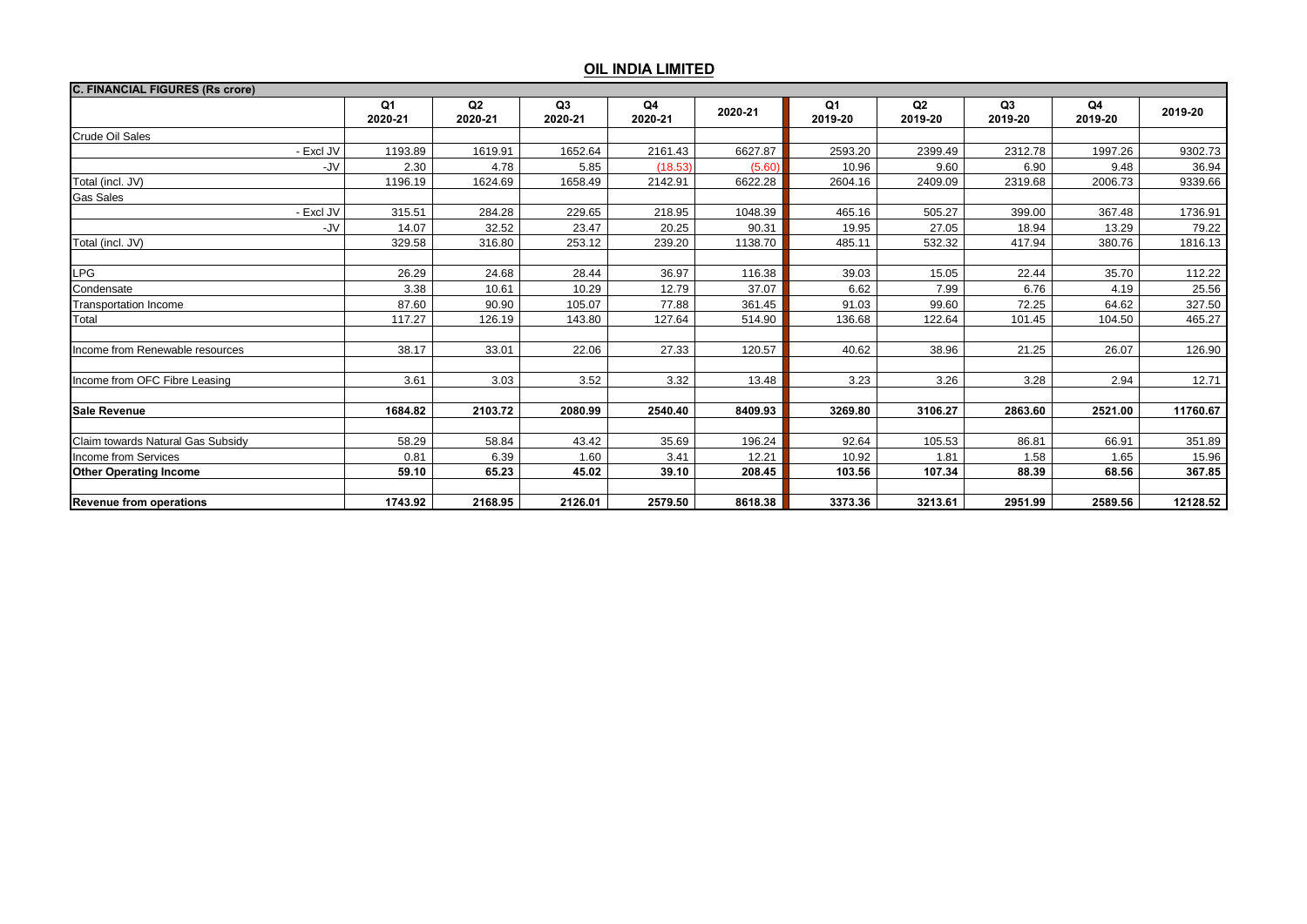# OIL INDIA LIMITED

| C. FINANCIAL FIGURES (Rs crore) | Q1 2020-21 | Q2 2020-21 | Q3 2020-21 | Q4 2020-21 | 2020-21 | Q1 2019-20 | Q2 2019-20 | Q3 2019-20 | Q4 2019-20 | 2019-20 |
|---|---|---|---|---|---|---|---|---|---|---|
| Crude Oil Sales | | | | | | | | | | |
| - Excl JV | 1193.89 | 1619.91 | 1652.64 | 2161.43 | 6627.87 | 2593.20 | 2399.49 | 2312.78 | 1997.26 | 9302.73 |
| -JV | 2.30 | 4.78 | 5.85 | (18.53) | (5.60) | 10.96 | 9.60 | 6.90 | 9.48 | 36.94 |
| Total (incl. JV) | 1196.19 | 1624.69 | 1658.49 | 2142.91 | 6622.28 | 2604.16 | 2409.09 | 2319.68 | 2006.73 | 9339.66 |
| Gas Sales | | | | | | | | | | |
| - Excl JV | 315.51 | 284.28 | 229.65 | 218.95 | 1048.39 | 465.16 | 505.27 | 399.00 | 367.48 | 1736.91 |
| -JV | 14.07 | 32.52 | 23.47 | 20.25 | 90.31 | 19.95 | 27.05 | 18.94 | 13.29 | 79.22 |
| Total (incl. JV) | 329.58 | 316.80 | 253.12 | 239.20 | 1138.70 | 485.11 | 532.32 | 417.94 | 380.76 | 1816.13 |
| LPG | 26.29 | 24.68 | 28.44 | 36.97 | 116.38 | 39.03 | 15.05 | 22.44 | 35.70 | 112.22 |
| Condensate | 3.38 | 10.61 | 10.29 | 12.79 | 37.07 | 6.62 | 7.99 | 6.76 | 4.19 | 25.56 |
| Transportation Income | 87.60 | 90.90 | 105.07 | 77.88 | 361.45 | 91.03 | 99.60 | 72.25 | 64.62 | 327.50 |
| Total | 117.27 | 126.19 | 143.80 | 127.64 | 514.90 | 136.68 | 122.64 | 101.45 | 104.50 | 465.27 |
| Income from Renewable resources | 38.17 | 33.01 | 22.06 | 27.33 | 120.57 | 40.62 | 38.96 | 21.25 | 26.07 | 126.90 |
| Income from OFC Fibre Leasing | 3.61 | 3.03 | 3.52 | 3.32 | 13.48 | 3.23 | 3.26 | 3.28 | 2.94 | 12.71 |
| **Sale Revenue** | **1684.82** | **2103.72** | **2080.99** | **2540.40** | **8409.93** | **3269.80** | **3106.27** | **2863.60** | **2521.00** | **11760.67** |
| Claim towards Natural Gas Subsidy | 58.29 | 58.84 | 43.42 | 35.69 | 196.24 | 92.64 | 105.53 | 86.81 | 66.91 | 351.89 |
| Income from Services | 0.81 | 6.39 | 1.60 | 3.41 | 12.21 | 10.92 | 1.81 | 1.58 | 1.65 | 15.96 |
| **Other Operating Income** | **59.10** | **65.23** | **45.02** | **39.10** | **208.45** | **103.56** | **107.34** | **88.39** | **68.56** | **367.85** |
| **Revenue from operations** | **1743.92** | **2168.95** | **2126.01** | **2579.50** | **8618.38** | **3373.36** | **3213.61** | **2951.99** | **2589.56** | **12128.52** |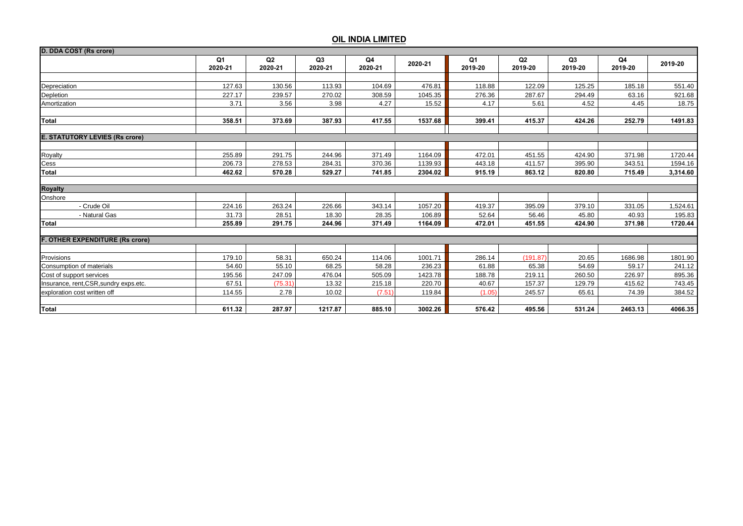## OIL INDIA LIMITED

| D. DDA COST (Rs crore) | Q1 2020-21 | Q2 2020-21 | Q3 2020-21 | Q4 2020-21 | 2020-21 | Q1 2019-20 | Q2 2019-20 | Q3 2019-20 | Q4 2019-20 | 2019-20 |
|---|---|---|---|---|---|---|---|---|---|---|
| Depreciation | 127.63 | 130.56 | 113.93 | 104.69 | 476.81 | 118.88 | 122.09 | 125.25 | 185.18 | 551.40 |
| Depletion | 227.17 | 239.57 | 270.02 | 308.59 | 1045.35 | 276.36 | 287.67 | 294.49 | 63.16 | 921.68 |
| Amortization | 3.71 | 3.56 | 3.98 | 4.27 | 15.52 | 4.17 | 5.61 | 4.52 | 4.45 | 18.75 |
| **Total** | **358.51** | **373.69** | **387.93** | **417.55** | **1537.68** | **399.41** | **415.37** | **424.26** | **252.79** | **1491.83** |
| **E. STATUTORY LEVIES (Rs crore)** | | | | | | | | | | |
| Royalty | 255.89 | 291.75 | 244.96 | 371.49 | 1164.09 | 472.01 | 451.55 | 424.90 | 371.98 | 1720.44 |
| Cess | 206.73 | 278.53 | 284.31 | 370.36 | 1139.93 | 443.18 | 411.57 | 395.90 | 343.51 | 1594.16 |
| **Total** | **462.62** | **570.28** | **529.27** | **741.85** | **2304.02** | **915.19** | **863.12** | **820.80** | **715.49** | **3,314.60** |
| **Royalty** | | | | | | | | | | |
| Onshore | | | | | | | | | | |
| - Crude Oil | 224.16 | 263.24 | 226.66 | 343.14 | 1057.20 | 419.37 | 395.09 | 379.10 | 331.05 | 1,524.61 |
| - Natural Gas | 31.73 | 28.51 | 18.30 | 28.35 | 106.89 | 52.64 | 56.46 | 45.80 | 40.93 | 195.83 |
| **Total** | **255.89** | **291.75** | **244.96** | **371.49** | **1164.09** | **472.01** | **451.55** | **424.90** | **371.98** | **1720.44** |
| **F. OTHER EXPENDITURE (Rs crore)** | | | | | | | | | | |
| Provisions | 179.10 | 58.31 | 650.24 | 114.06 | 1001.71 | 286.14 | (191.87) | 20.65 | 1686.98 | 1801.90 |
| Consumption of materials | 54.60 | 55.10 | 68.25 | 58.28 | 236.23 | 61.88 | 65.38 | 54.69 | 59.17 | 241.12 |
| Cost of support services | 195.56 | 247.09 | 476.04 | 505.09 | 1423.78 | 188.78 | 219.11 | 260.50 | 226.97 | 895.36 |
| Insurance, rent,CSR,sundry exps.etc. | 67.51 | (75.31) | 13.32 | 215.18 | 220.70 | 40.67 | 157.37 | 129.79 | 415.62 | 743.45 |
| exploration cost written off | 114.55 | 2.78 | 10.02 | (7.51) | 119.84 | (1.05) | 245.57 | 65.61 | 74.39 | 384.52 |
| **Total** | **611.32** | **287.97** | **1217.87** | **885.10** | **3002.26** | **576.42** | **495.56** | **531.24** | **2463.13** | **4066.35** |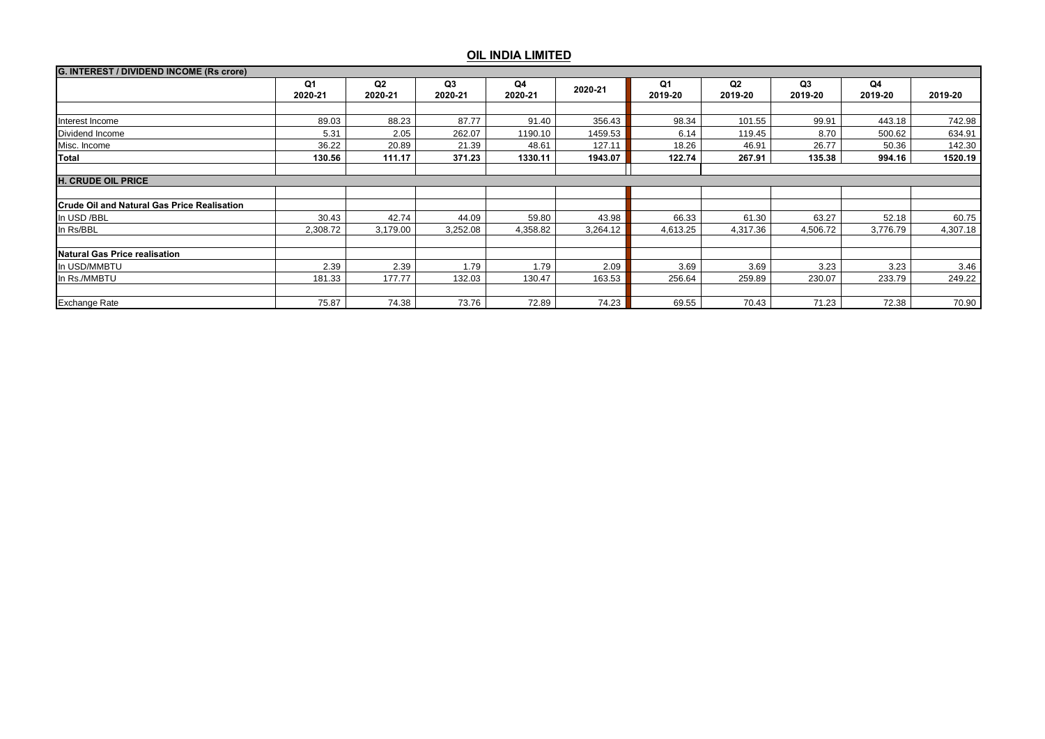# OIL INDIA LIMITED

| G. INTEREST / DIVIDEND INCOME (Rs crore) | Q1 2020-21 | Q2 2020-21 | Q3 2020-21 | Q4 2020-21 | 2020-21 | Q1 2019-20 | Q2 2019-20 | Q3 2019-20 | Q4 2019-20 | 2019-20 |
|---|---|---|---|---|---|---|---|---|---|---|
| Interest Income | 89.03 | 88.23 | 87.77 | 91.40 | 356.43 | 98.34 | 101.55 | 99.91 | 443.18 | 742.98 |
| Dividend Income | 5.31 | 2.05 | 262.07 | 1190.10 | 1459.53 | 6.14 | 119.45 | 8.70 | 500.62 | 634.91 |
| Misc. Income | 36.22 | 20.89 | 21.39 | 48.61 | 127.11 | 18.26 | 46.91 | 26.77 | 50.36 | 142.30 |
| **Total** | **130.56** | **111.17** | **371.23** | **1330.11** | **1943.07** | **122.74** | **267.91** | **135.38** | **994.16** | **1520.19** |
| **H. CRUDE OIL PRICE** | | | | | | | | | | |
| **Crude Oil and Natural Gas Price Realisation** | | | | | | | | | | |
| In USD /BBL | 30.43 | 42.74 | 44.09 | 59.80 | 43.98 | 66.33 | 61.30 | 63.27 | 52.18 | 60.75 |
| In Rs/BBL | 2,308.72 | 3,179.00 | 3,252.08 | 4,358.82 | 3,264.12 | 4,613.25 | 4,317.36 | 4,506.72 | 3,776.79 | 4,307.18 |
| **Natural Gas Price realisation** | | | | | | | | | | |
| In USD/MMBTU | 2.39 | 2.39 | 1.79 | 1.79 | 2.09 | 3.69 | 3.69 | 3.23 | 3.23 | 3.46 |
| In Rs./MMBTU | 181.33 | 177.77 | 132.03 | 130.47 | 163.53 | 256.64 | 259.89 | 230.07 | 233.79 | 249.22 |
| Exchange Rate | 75.87 | 74.38 | 73.76 | 72.89 | 74.23 | 69.55 | 70.43 | 71.23 | 72.38 | 70.90 |